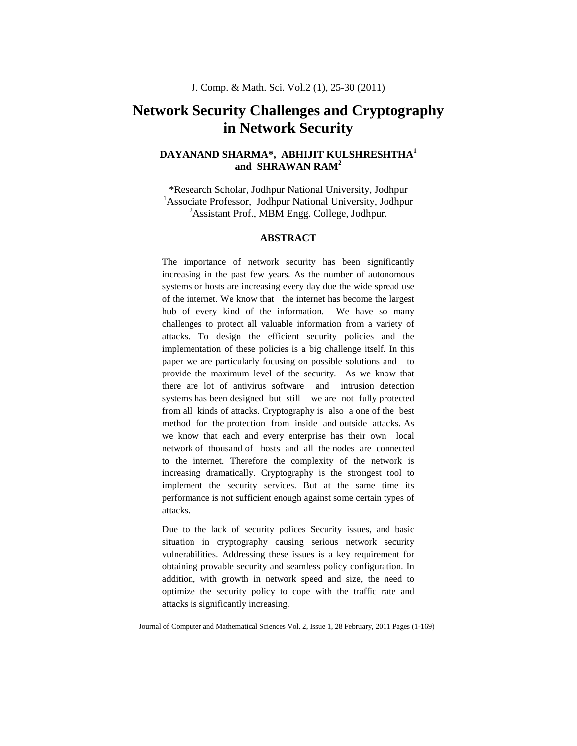# Network Security Challenges and Cryptography in Network Security

**DAYANAND SHARMA*, ABHIJIT KULSHRESHTHA[1] and SHRAWAN RAM[2]**

*Research Scholar, Jodhpur National University, Jodhpur
[1]Associate Professor, Jodhpur National University, Jodhpur
[2]Assistant Prof., MBM Engg. College, Jodhpur.

## ABSTRACT

The importance of network security has been significantly increasing in the past few years. As the number of autonomous systems or hosts are increasing every day due the wide spread use of the internet. We know that the internet has become the largest hub of every kind of the information. We have so many challenges to protect all valuable information from a variety of attacks. To design the efficient security policies and the implementation of these policies is a big challenge itself. In this paper we are particularly focusing on possible solutions and to provide the maximum level of the security. As we know that there are lot of antivirus software and intrusion detection systems has been designed but still we are not fully protected from all kinds of attacks. Cryptography is also a one of the best method for the protection from inside and outside attacks. As we know that each and every enterprise has their own local network of thousand of hosts and all the nodes are connected to the internet. Therefore the complexity of the network is increasing dramatically. Cryptography is the strongest tool to implement the security services. But at the same time its performance is not sufficient enough against some certain types of attacks.

Due to the lack of security polices Security issues, and basic situation in cryptography causing serious network security vulnerabilities. Addressing these issues is a key requirement for obtaining provable security and seamless policy configuration. In addition, with growth in network speed and size, the need to optimize the security policy to cope with the traffic rate and attacks is significantly increasing.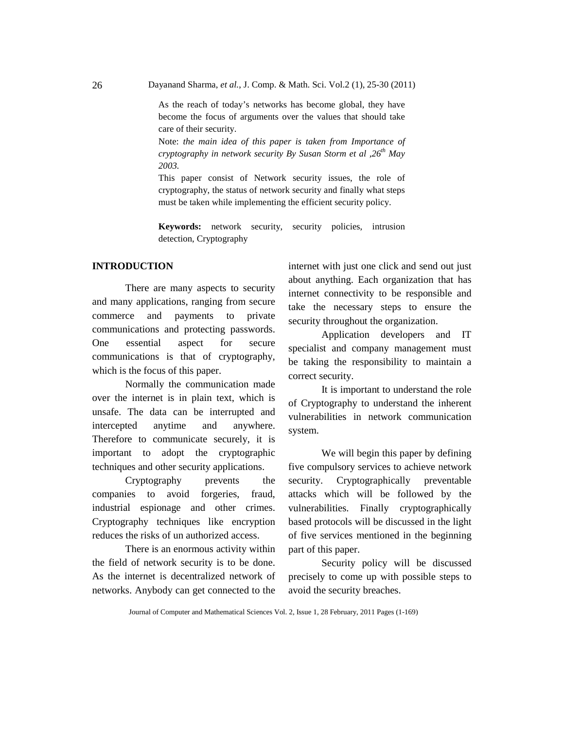As the reach of today's networks has become global, they have become the focus of arguments over the values that should take care of their security.

Note: *the main idea of this paper is taken from Importance of cryptography in network security By Susan Storm et al ,26th May 2003.*

This paper consist of Network security issues, the role of cryptography, the status of network security and finally what steps must be taken while implementing the efficient security policy.

**Keywords:** network security, security policies, intrusion detection, Cryptography

## INTRODUCTION

There are many aspects to security and many applications, ranging from secure commerce and payments to private communications and protecting passwords. One essential aspect for secure communications is that of cryptography, which is the focus of this paper.

Normally the communication made over the internet is in plain text, which is unsafe. The data can be interrupted and intercepted anytime and anywhere. Therefore to communicate securely, it is important to adopt the cryptographic techniques and other security applications.

Cryptography prevents the companies to avoid forgeries, fraud, industrial espionage and other crimes. Cryptography techniques like encryption reduces the risks of un authorized access.

There is an enormous activity within the field of network security is to be done. As the internet is decentralized network of networks. Anybody can get connected to the internet with just one click and send out just about anything. Each organization that has internet connectivity to be responsible and take the necessary steps to ensure the security throughout the organization.

Application developers and IT specialist and company management must be taking the responsibility to maintain a correct security.

It is important to understand the role of Cryptography to understand the inherent vulnerabilities in network communication system.

We will begin this paper by defining five compulsory services to achieve network security. Cryptographically preventable attacks which will be followed by the vulnerabilities. Finally cryptographically based protocols will be discussed in the light of five services mentioned in the beginning part of this paper.

Security policy will be discussed precisely to come up with possible steps to avoid the security breaches.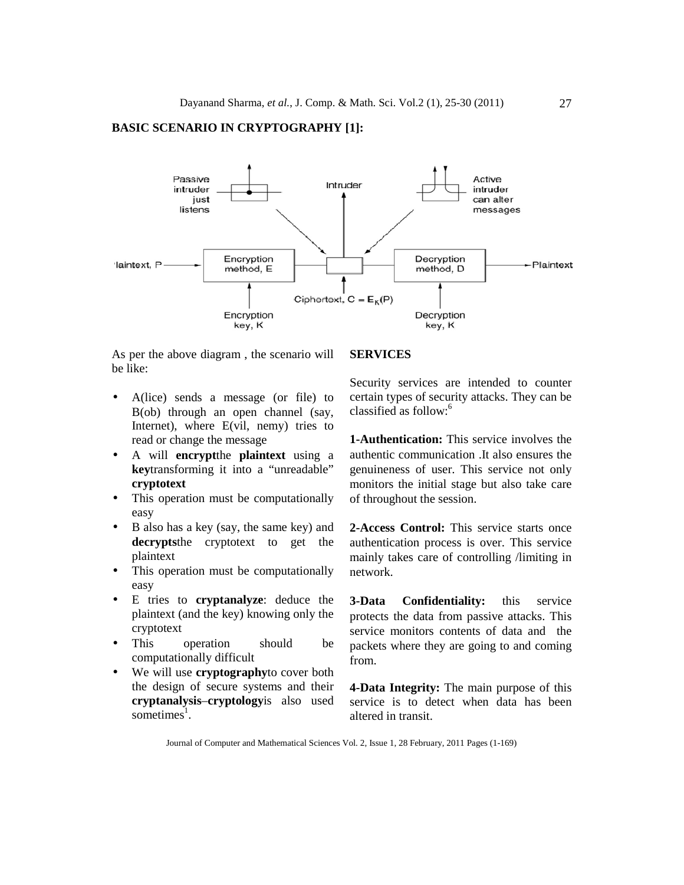**BASIC SCENARIO IN CRYPTOGRAPHY [1]:**

As per the above diagram , the scenario will be like:

- A(lice) sends a message (or file) to B(ob) through an open channel (say, Internet), where E(vil, nemy) tries to read or change the message
- A will **encrypt**the **plaintext** using a **key**transforming it into a "unreadable" **cryptotext**
- This operation must be computationally easy
- B also has a key (say, the same key) and **decrypts**the cryptotext to get the plaintext
- This operation must be computationally easy
- E tries to **cryptanalyze**: deduce the plaintext (and the key) knowing only the cryptotext
- This operation should be computationally difficult
- We will use **cryptography**to cover both the design of secure systems and their **cryptanalysis**–**cryptology**is also used sometimes[1].

**SERVICES**

Security services are intended to counter certain types of security attacks. They can be classified as follow:[6]

**1-Authentication:** This service involves the authentic communication .It also ensures the genuineness of user. This service not only monitors the initial stage but also take care of throughout the session.

**2-Access Control:** This service starts once authentication process is over. This service mainly takes care of controlling /limiting in network.

**3-Data Confidentiality:** this service protects the data from passive attacks. This service monitors contents of data and the packets where they are going to and coming from.

**4-Data Integrity:** The main purpose of this service is to detect when data has been altered in transit.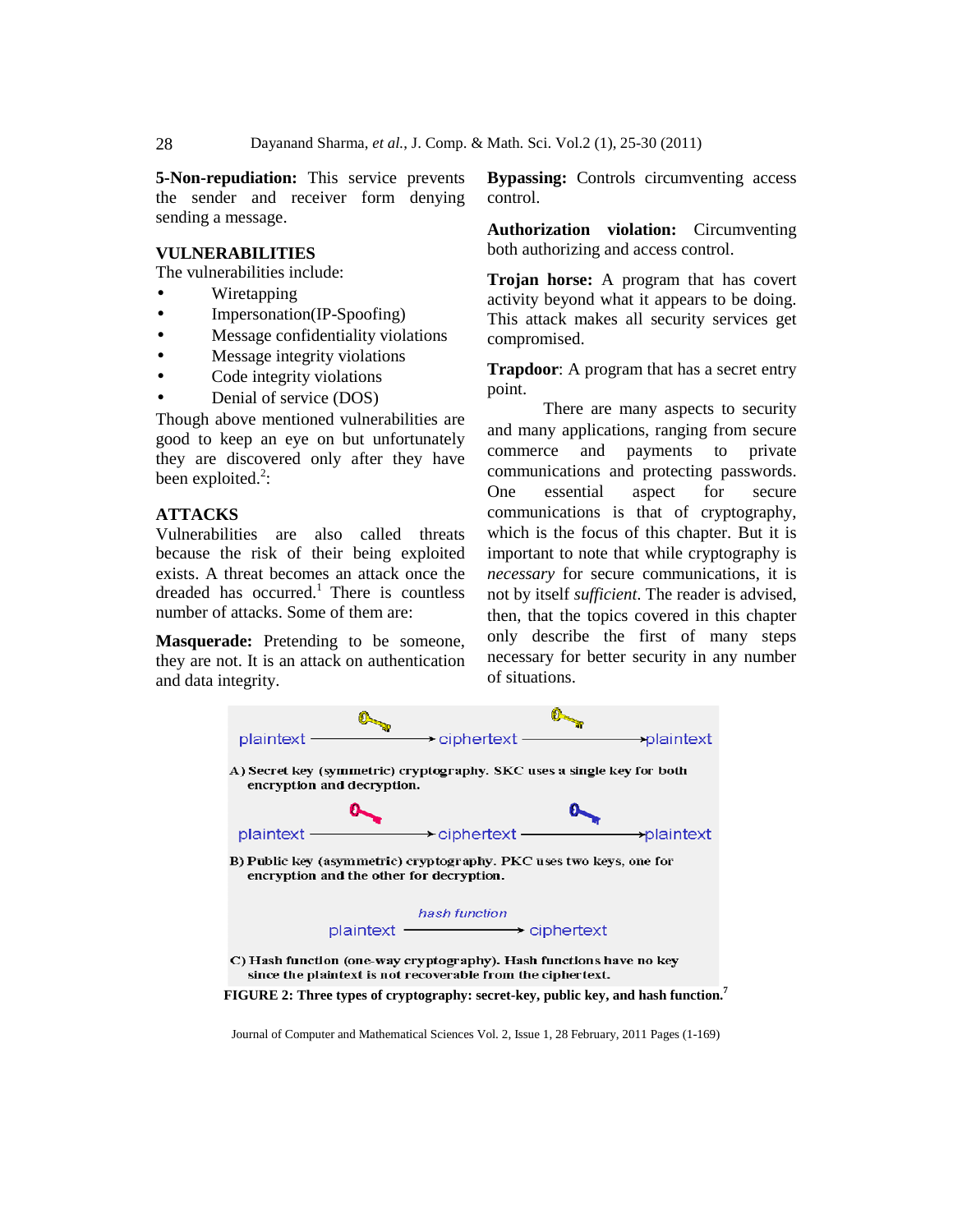**5-Non-repudiation:** This service prevents the sender and receiver form denying sending a message.

## VULNERABILITIES

The vulnerabilities include:

- Wiretapping
- Impersonation(IP-Spoofing)
- Message confidentiality violations
- Message integrity violations
- Code integrity violations
- Denial of service (DOS)

Though above mentioned vulnerabilities are good to keep an eye on but unfortunately they are discovered only after they have been exploited.[2]:

## ATTACKS

Vulnerabilities are also called threats because the risk of their being exploited exists. A threat becomes an attack once the dreaded has occurred.[1] There is countless number of attacks. Some of them are:

**Masquerade:** Pretending to be someone, they are not. It is an attack on authentication and data integrity.

**Bypassing:** Controls circumventing access control.

**Authorization violation:** Circumventing both authorizing and access control.

**Trojan horse:** A program that has covert activity beyond what it appears to be doing. This attack makes all security services get compromised.

**Trapdoor**: A program that has a secret entry point.

There are many aspects to security and many applications, ranging from secure commerce and payments to private communications and protecting passwords. One essential aspect for secure communications is that of cryptography, which is the focus of this chapter. But it is important to note that while cryptography is *necessary* for secure communications, it is not by itself *sufficient*. The reader is advised, then, that the topics covered in this chapter only describe the first of many steps necessary for better security in any number of situations.

plaintext → ciphertext → plaintext

A) Secret key (symmetric) cryptography. SKC uses a single key for both encryption and decryption.

plaintext → ciphertext → plaintext

B) Public key (asymmetric) cryptography. PKC uses two keys, one for encryption and the other for decryption.

plaintext —hash function→ ciphertext

C) Hash function (one-way cryptography). Hash functions have no key since the plaintext is not recoverable from the ciphertext.

**FIGURE 2: Three types of cryptography: secret-key, public key, and hash function.**[7]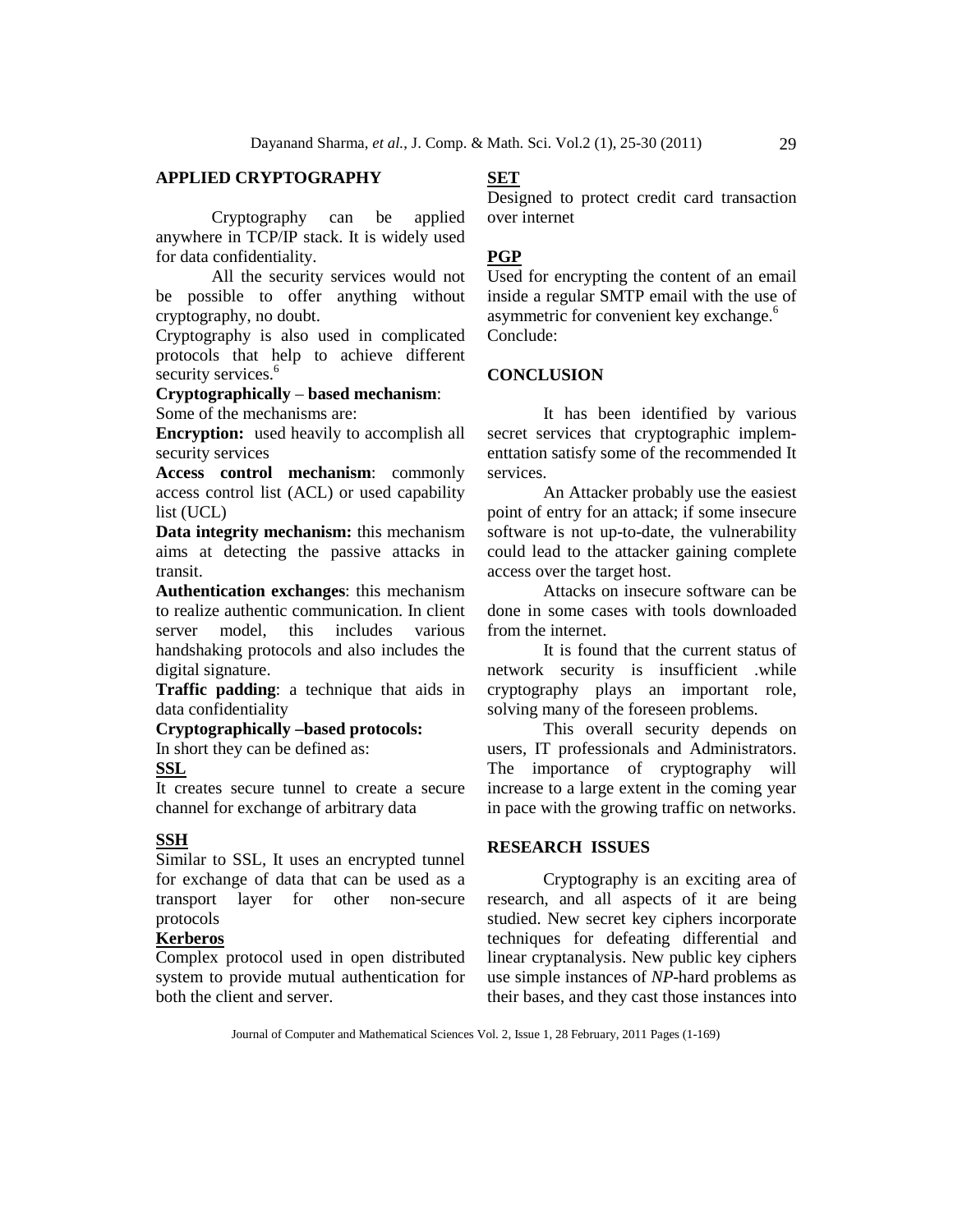## APPLIED CRYPTOGRAPHY

Cryptography can be applied anywhere in TCP/IP stack. It is widely used for data confidentiality.

All the security services would not be possible to offer anything without cryptography, no doubt.

Cryptography is also used in complicated protocols that help to achieve different security services.[6]

**Cryptographically – based mechanism**:

Some of the mechanisms are:

**Encryption:** used heavily to accomplish all security services

**Access control mechanism**: commonly access control list (ACL) or used capability list (UCL)

**Data integrity mechanism:** this mechanism aims at detecting the passive attacks in transit.

**Authentication exchanges**: this mechanism to realize authentic communication. In client server model, this includes various handshaking protocols and also includes the digital signature.

**Traffic padding**: a technique that aids in data confidentiality

**Cryptographically –based protocols:**

In short they can be defined as:

**SSL**

It creates secure tunnel to create a secure channel for exchange of arbitrary data

**SSH**

Similar to SSL, It uses an encrypted tunnel for exchange of data that can be used as a transport layer for other non-secure protocols

**Kerberos**

Complex protocol used in open distributed system to provide mutual authentication for both the client and server.

**SET**

Designed to protect credit card transaction over internet

**PGP**

Used for encrypting the content of an email inside a regular SMTP email with the use of asymmetric for convenient key exchange.[6]

Conclude:

## CONCLUSION

It has been identified by various secret services that cryptographic implementtation satisfy some of the recommended It services.

An Attacker probably use the easiest point of entry for an attack; if some insecure software is not up-to-date, the vulnerability could lead to the attacker gaining complete access over the target host.

Attacks on insecure software can be done in some cases with tools downloaded from the internet.

It is found that the current status of network security is insufficient .while cryptography plays an important role, solving many of the foreseen problems.

This overall security depends on users, IT professionals and Administrators. The importance of cryptography will increase to a large extent in the coming year in pace with the growing traffic on networks.

## RESEARCH ISSUES

Cryptography is an exciting area of research, and all aspects of it are being studied. New secret key ciphers incorporate techniques for defeating differential and linear cryptanalysis. New public key ciphers use simple instances of *NP*-hard problems as their bases, and they cast those instances into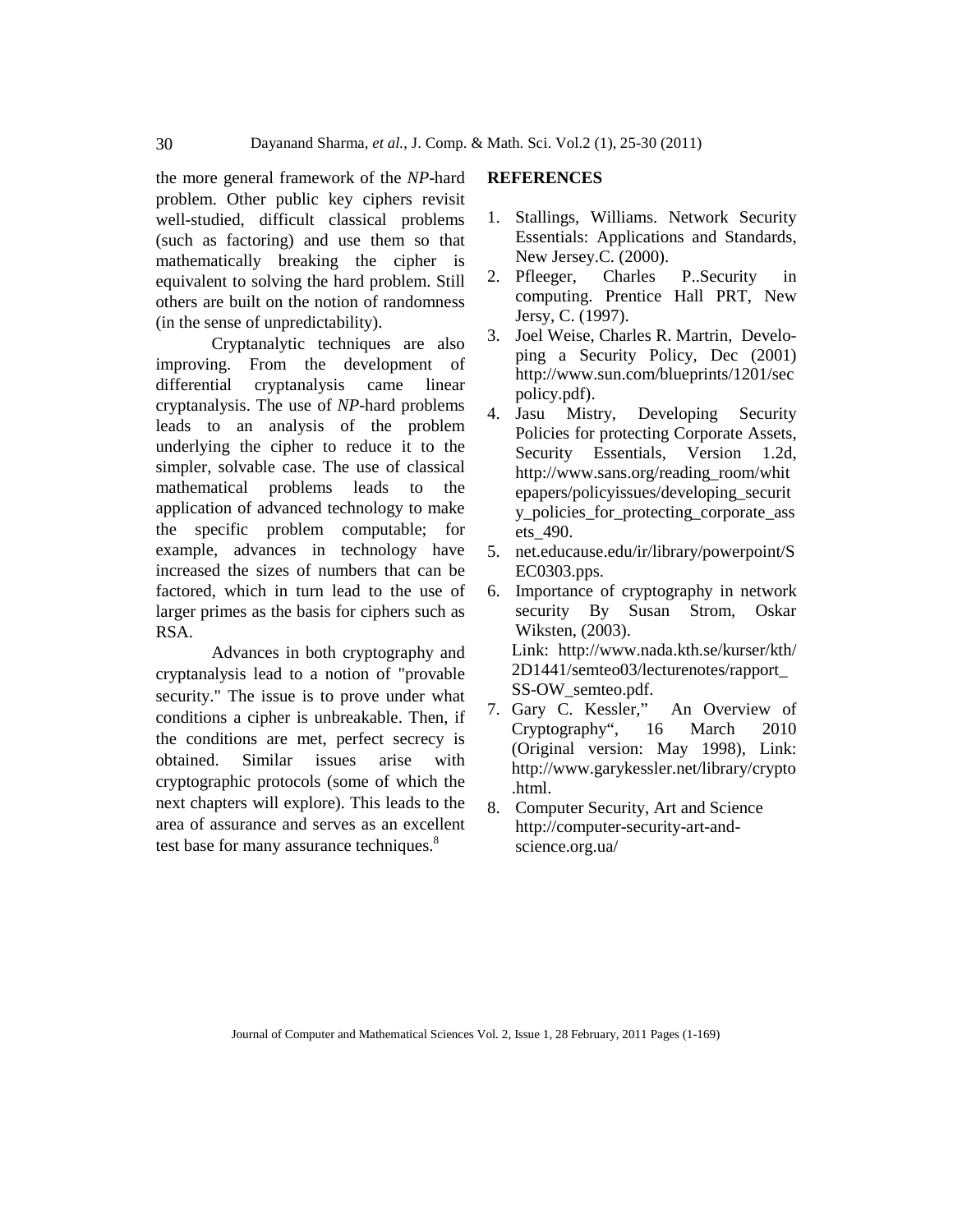the more general framework of the *NP*-hard problem. Other public key ciphers revisit well-studied, difficult classical problems (such as factoring) and use them so that mathematically breaking the cipher is equivalent to solving the hard problem. Still others are built on the notion of randomness (in the sense of unpredictability).

Cryptanalytic techniques are also improving. From the development of differential cryptanalysis came linear cryptanalysis. The use of *NP*-hard problems leads to an analysis of the problem underlying the cipher to reduce it to the simpler, solvable case. The use of classical mathematical problems leads to the application of advanced technology to make the specific problem computable; for example, advances in technology have increased the sizes of numbers that can be factored, which in turn lead to the use of larger primes as the basis for ciphers such as RSA.

Advances in both cryptography and cryptanalysis lead to a notion of "provable security." The issue is to prove under what conditions a cipher is unbreakable. Then, if the conditions are met, perfect secrecy is obtained. Similar issues arise with cryptographic protocols (some of which the next chapters will explore). This leads to the area of assurance and serves as an excellent test base for many assurance techniques.[8]

## REFERENCES

1. Stallings, Williams. Network Security Essentials: Applications and Standards, New Jersey.C. (2000).
2. Pfleeger, Charles P..Security in computing. Prentice Hall PRT, New Jersy, C. (1997).
3. Joel Weise, Charles R. Martrin, Developing a Security Policy, Dec (2001) http://www.sun.com/blueprints/1201/secpolicy.pdf).
4. Jasu Mistry, Developing Security Policies for protecting Corporate Assets, Security Essentials, Version 1.2d, http://www.sans.org/reading_room/whitepapers/policyissues/developing_security_policies_for_protecting_corporate_assets_490.
5. net.educause.edu/ir/library/powerpoint/SEC0303.pps.
6. Importance of cryptography in network security By Susan Strom, Oskar Wiksten, (2003).
   Link: http://www.nada.kth.se/kurser/kth/2D1441/semteo03/lecturenotes/rapport_SS-OW_semteo.pdf.
7. Gary C. Kessler," An Overview of Cryptography", 16 March 2010 (Original version: May 1998), Link: http://www.garykessler.net/library/crypto.html.
8. Computer Security, Art and Science http://computer-security-art-and-science.org.ua/